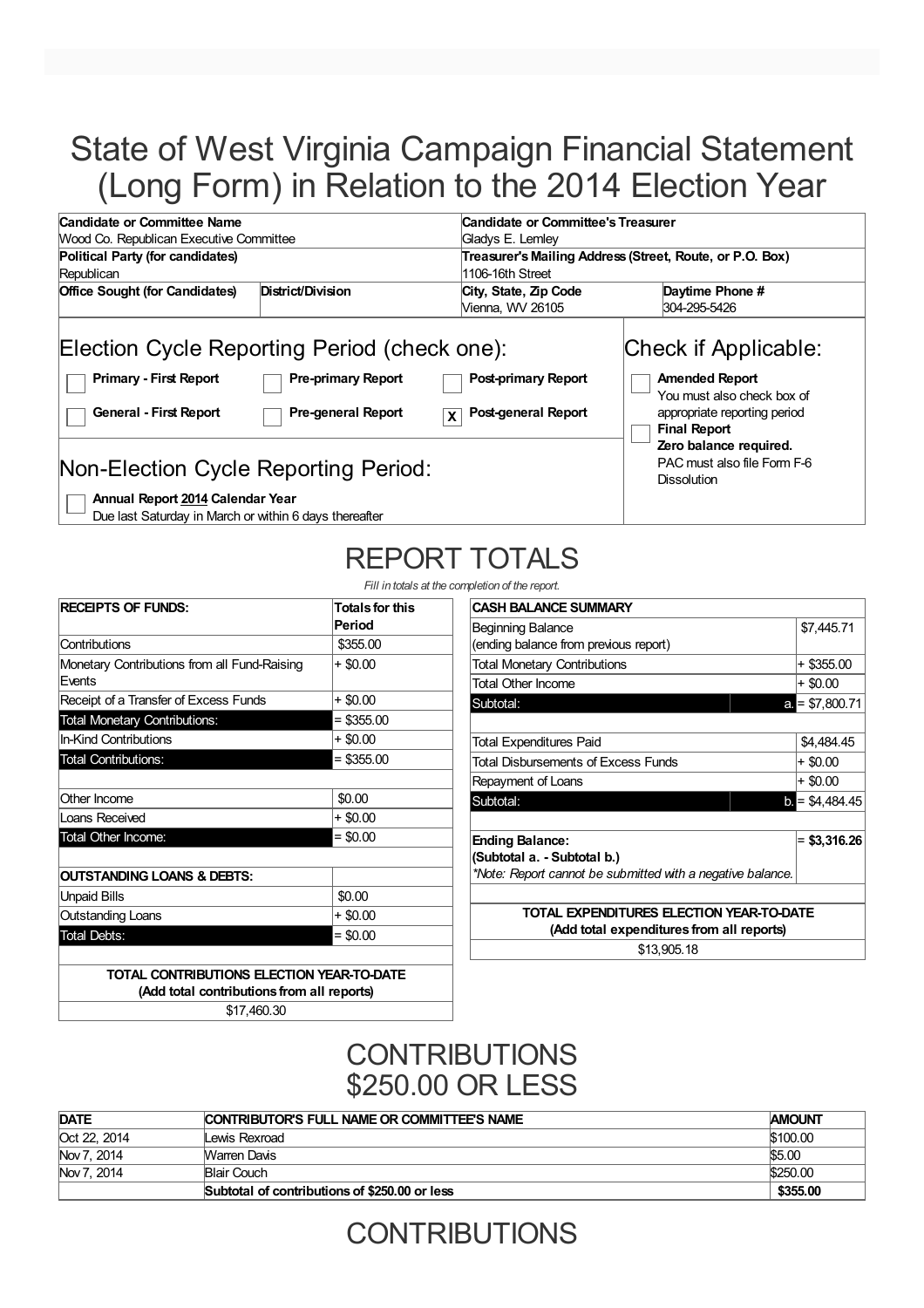# State of West Virginia Campaign Financial Statement (Long Form) in Relation to the 2014 Election Year

| Candidate or Committee Name | | Candidate or Committee's Treasurer | |
|---|---|---|---|
| Wood Co. Republican Executive Committee | | Gladys E. Lemley | |
| **Political Party (for candidates)** | | **Treasurer's Mailing Address (Street, Route, or P.O. Box)** | |
| Republican | | 1106-16th Street | |
| **Office Sought (for Candidates)** | **District/Division** | **City, State, Zip Code** | **Daytime Phone #** |
| | | Vienna, WV 26105 | 304-295-5426 |

## Election Cycle Reporting Period (check one):

- [ ] **Primary - First Report**
- [ ] **Pre-primary Report**
- [ ] **Post-primary Report**
- [ ] **General - First Report**
- [ ] **Pre-general Report**
- [x] **Post-general Report**

## Check if Applicable:

- [ ] **Amended Report** You must also check box of appropriate reporting period
- [ ] **Final Report** **Zero balance required.** PAC must also file Form F-6 Dissolution

## Non-Election Cycle Reporting Period:

- [ ] **Annual Report 2014 Calendar Year** Due last Saturday in March or within 6 days thereafter

# REPORT TOTALS

*Fill in totals at the completion of the report.*

| RECEIPTS OF FUNDS: | Totals for this Period |
|---|---|
| Contributions | $355.00 |
| Monetary Contributions from all Fund-Raising Events | + $0.00 |
| Receipt of a Transfer of Excess Funds | + $0.00 |
| Total Monetary Contributions: | = $355.00 |
| In-Kind Contributions | + $0.00 |
| Total Contributions: | = $355.00 |
| | |
| Other Income | $0.00 |
| Loans Received | + $0.00 |
| Total Other Income: | = $0.00 |
| | |
| **OUTSTANDING LOANS & DEBTS:** | |
| Unpaid Bills | $0.00 |
| Outstanding Loans | + $0.00 |
| Total Debts: | = $0.00 |
| | |
| **TOTAL CONTRIBUTIONS ELECTION YEAR-TO-DATE (Add total contributions from all reports)** | $17,460.30 |

| CASH BALANCE SUMMARY | | |
|---|---|---|
| Beginning Balance (ending balance from previous report) | | $7,445.71 |
| Total Monetary Contributions | | + $355.00 |
| Total Other Income | | + $0.00 |
| Subtotal: | a. | = $7,800.71 |
| | | |
| Total Expenditures Paid | | $4,484.45 |
| Total Disbursements of Excess Funds | | + $0.00 |
| Repayment of Loans | | + $0.00 |
| Subtotal: | b. | = $4,484.45 |
| | | |
| **Ending Balance: (Subtotal a. - Subtotal b.)** *Note: Report cannot be submitted with a negative balance.* | | = **$3,316.26** |
| | | |
| **TOTAL EXPENDITURES ELECTION YEAR-TO-DATE (Add total expenditures from all reports)** | | $13,905.18 |

# CONTRIBUTIONS $250.00 OR LESS

| DATE | CONTRIBUTOR'S FULL NAME OR COMMITTEE'S NAME | AMOUNT |
|---|---|---|
| Oct 22, 2014 | Lewis Rexroad | $100.00 |
| Nov 7, 2014 | Warren Davis | $5.00 |
| Nov 7, 2014 | Blair Couch | $250.00 |
| | **Subtotal of contributions of $250.00 or less** | **$355.00** |

# CONTRIBUTIONS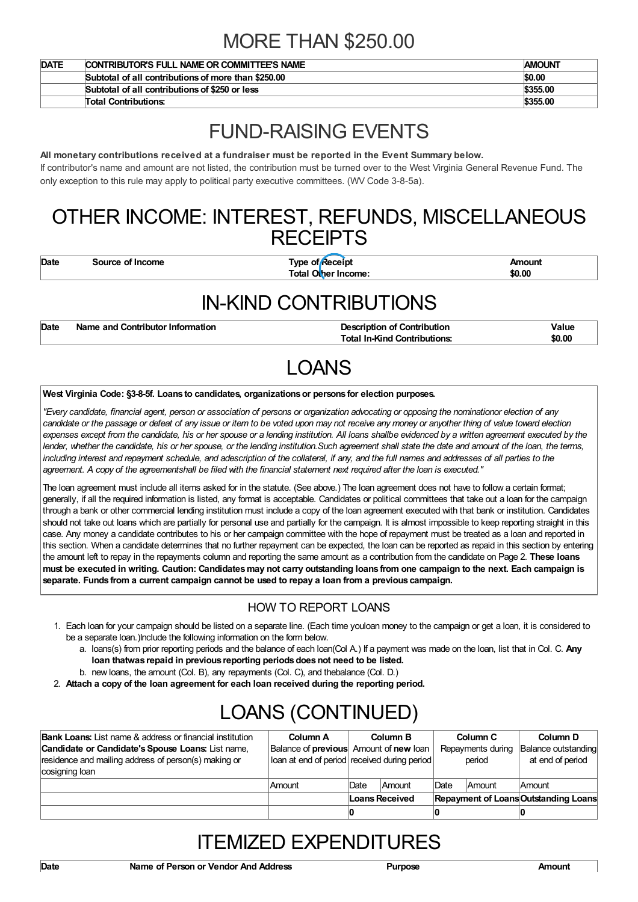# MORE THAN $250.00

| DATE | CONTRIBUTOR'S FULL NAME OR COMMITTEE'S NAME | AMOUNT |
|---|---|---|
| | Subtotal of all contributions of more than $250.00 | $0.00 |
| | Subtotal of all contributions of $250 or less | $355.00 |
| | Total Contributions: | $355.00 |

# FUND-RAISING EVENTS

**All monetary contributions received at a fundraiser must be reported in the Event Summary below.**

If contributor's name and amount are not listed, the contribution must be turned over to the West Virginia General Revenue Fund. The only exception to this rule may apply to political party executive committees. (WV Code 3-8-5a).

# OTHER INCOME: INTEREST, REFUNDS, MISCELLANEOUS RECEIPTS

| Date | Source of Income | Type of Receipt | Amount |
|---|---|---|---|
| | | Total Other Income: | $0.00 |

# IN-KIND CONTRIBUTIONS

| Date | Name and Contributor Information | Description of Contribution | Value |
|---|---|---|---|
| | | Total In-Kind Contributions: | $0.00 |

# LOANS

**West Virginia Code: §3-8-5f. Loans to candidates, organizations or persons for election purposes.**

*"Every candidate, financial agent, person or association of persons or organization advocating or opposing the nominationor election of any candidate or the passage or defeat of any issue or item to be voted upon may not receive any money or anyother thing of value toward election expenses except from the candidate, his or her spouse or a lending institution. All loans shallbe evidenced by a written agreement executed by the lender, whether the candidate, his or her spouse, or the lending institution.Such agreement shall state the date and amount of the loan, the terms, including interest and repayment schedule, and adescription of the collateral, if any, and the full names and addresses of all parties to the agreement. A copy of the agreementshall be filed with the financial statement next required after the loan is executed."*

The loan agreement must include all items asked for in the statute. (See above.) The loan agreement does not have to follow a certain format; generally, if all the required information is listed, any format is acceptable. Candidates or political committees that take out a loan for the campaign through a bank or other commercial lending institution must include a copy of the loan agreement executed with that bank or institution. Candidates should not take out loans which are partially for personal use and partially for the campaign. It is almost impossible to keep reporting straight in this case. Any money a candidate contributes to his or her campaign committee with the hope of repayment must be treated as a loan and reported in this section. When a candidate determines that no further repayment can be expected, the loan can be reported as repaid in this section by entering the amount left to repay in the repayments column and reporting the same amount as a contribution from the candidate on Page 2. **These loans must be executed in writing. Caution: Candidates may not carry outstanding loans from one campaign to the next. Each campaign is separate. Funds from a current campaign cannot be used to repay a loan from a previous campaign.**

## HOW TO REPORT LOANS

1. Each loan for your campaign should be listed on a separate line. (Each time youloan money to the campaign or get a loan, it is considered to be a separate loan.)Include the following information on the form below.
   a. loans(s) from prior reporting periods and the balance of each loan(Col A.) If a payment was made on the loan, list that in Col. C. **Any loan thatwas repaid in previous reporting periods does not need to be listed.**
   b. new loans, the amount (Col. B), any repayments (Col. C), and thebalance (Col. D.)
2. **Attach a copy of the loan agreement for each loan received during the reporting period.**

# LOANS (CONTINUED)

| **Bank Loans:** List name & address or financial institution **Candidate or Candidate's Spouse Loans:** List name, residence and mailing address of person(s) making or cosigning loan | Column A Balance of **previous** loan at end of period | Column B Amount of **new** loan received during period | | Column C Repayments during period | | Column D Balance outstanding at end of period |
|---|---|---|---|---|---|---|
| | Amount | Date | Amount | Date | Amount | Amount |
| | | Loans Received | | Repayment of Loans | | Outstanding Loans |
| | | 0 | | 0 | | 0 |

# ITEMIZED EXPENDITURES

| Date | Name of Person or Vendor And Address | Purpose | Amount |
|---|---|---|---|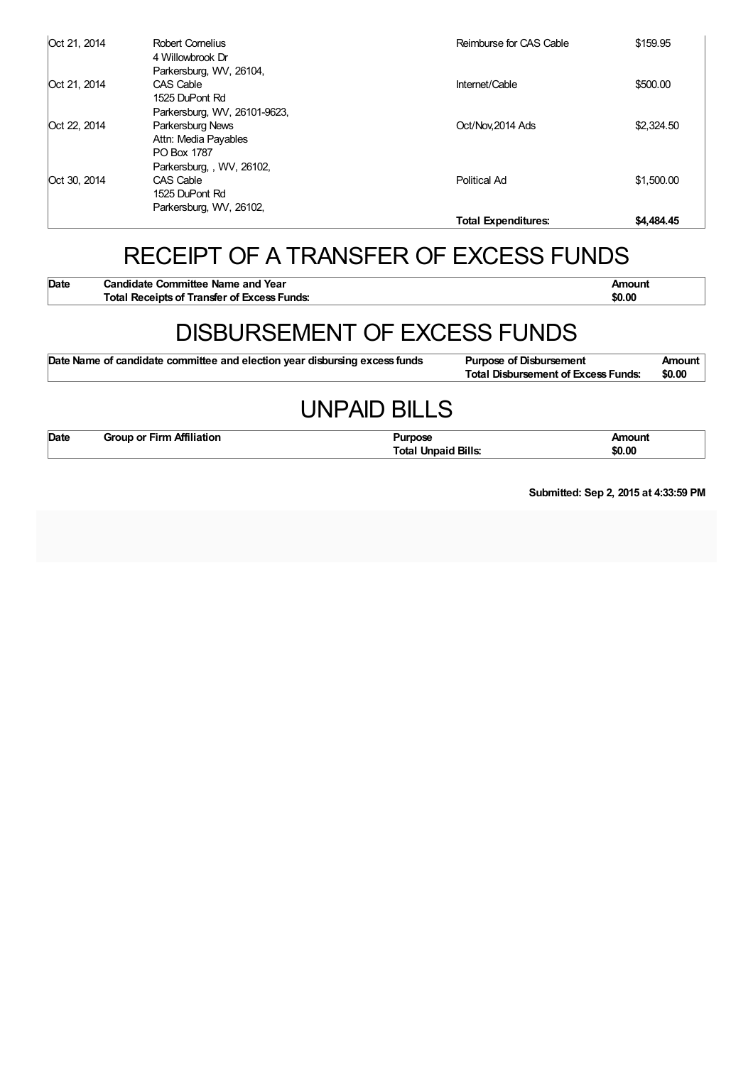| | | | |
|---|---|---|---|
| Oct 21, 2014 | Robert Cornelius<br>4 Willowbrook Dr<br>Parkersburg, WV, 26104, | Reimburse for CAS Cable | $159.95 |
| Oct 21, 2014 | CAS Cable<br>1525 DuPont Rd<br>Parkersburg, WV, 26101-9623, | Internet/Cable | $500.00 |
| Oct 22, 2014 | Parkersburg News<br>Attn: Media Payables<br>PO Box 1787<br>Parkersburg, , WV, 26102, | Oct/Nov,2014 Ads | $2,324.50 |
| Oct 30, 2014 | CAS Cable<br>1525 DuPont Rd<br>Parkersburg, WV, 26102, | Political Ad | $1,500.00 |
| | | **Total Expenditures:** | **$4,484.45** |

# RECEIPT OF A TRANSFER OF EXCESS FUNDS

| Date | Candidate Committee Name and Year | Amount |
|---|---|---|
| | **Total Receipts of Transfer of Excess Funds:** | **$0.00** |

# DISBURSEMENT OF EXCESS FUNDS

| Date | Name of candidate committee and election year disbursing excess funds | Purpose of Disbursement | Amount |
|---|---|---|---|
| | | **Total Disbursement of Excess Funds:** | **$0.00** |

# UNPAID BILLS

| Date | Group or Firm Affiliation | Purpose | Amount |
|---|---|---|---|
| | | **Total Unpaid Bills:** | **$0.00** |

**Submitted: Sep 2, 2015 at 4:33:59 PM**